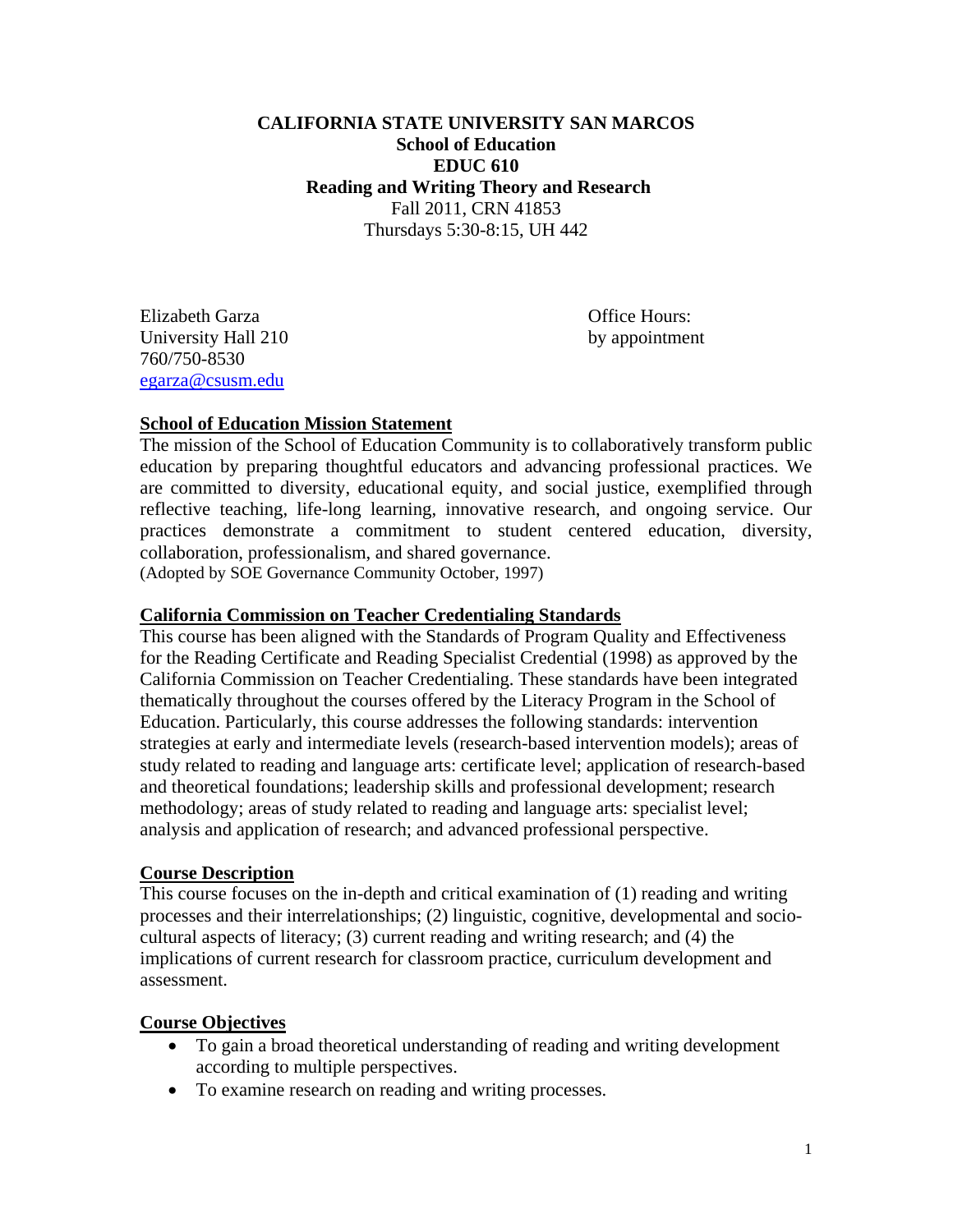**CALIFORNIA STATE UNIVERSITY SAN MARCOS**
**School of Education**
**EDUC 610**
**Reading and Writing Theory and Research**
Fall 2011, CRN 41853
Thursdays 5:30-8:15, UH 442

Elizabeth Garza
University Hall 210
760/750-8530
egarza@csusm.edu

Office Hours:
by appointment

## School of Education Mission Statement

The mission of the School of Education Community is to collaboratively transform public education by preparing thoughtful educators and advancing professional practices. We are committed to diversity, educational equity, and social justice, exemplified through reflective teaching, life-long learning, innovative research, and ongoing service. Our practices demonstrate a commitment to student centered education, diversity, collaboration, professionalism, and shared governance.
(Adopted by SOE Governance Community October, 1997)

## California Commission on Teacher Credentialing Standards

This course has been aligned with the Standards of Program Quality and Effectiveness for the Reading Certificate and Reading Specialist Credential (1998) as approved by the California Commission on Teacher Credentialing. These standards have been integrated thematically throughout the courses offered by the Literacy Program in the School of Education. Particularly, this course addresses the following standards: intervention strategies at early and intermediate levels (research-based intervention models); areas of study related to reading and language arts: certificate level; application of research-based and theoretical foundations; leadership skills and professional development; research methodology; areas of study related to reading and language arts: specialist level; analysis and application of research; and advanced professional perspective.

## Course Description

This course focuses on the in-depth and critical examination of (1) reading and writing processes and their interrelationships; (2) linguistic, cognitive, developmental and socio-cultural aspects of literacy; (3) current reading and writing research; and (4) the implications of current research for classroom practice, curriculum development and assessment.

## Course Objectives

- To gain a broad theoretical understanding of reading and writing development according to multiple perspectives.
- To examine research on reading and writing processes.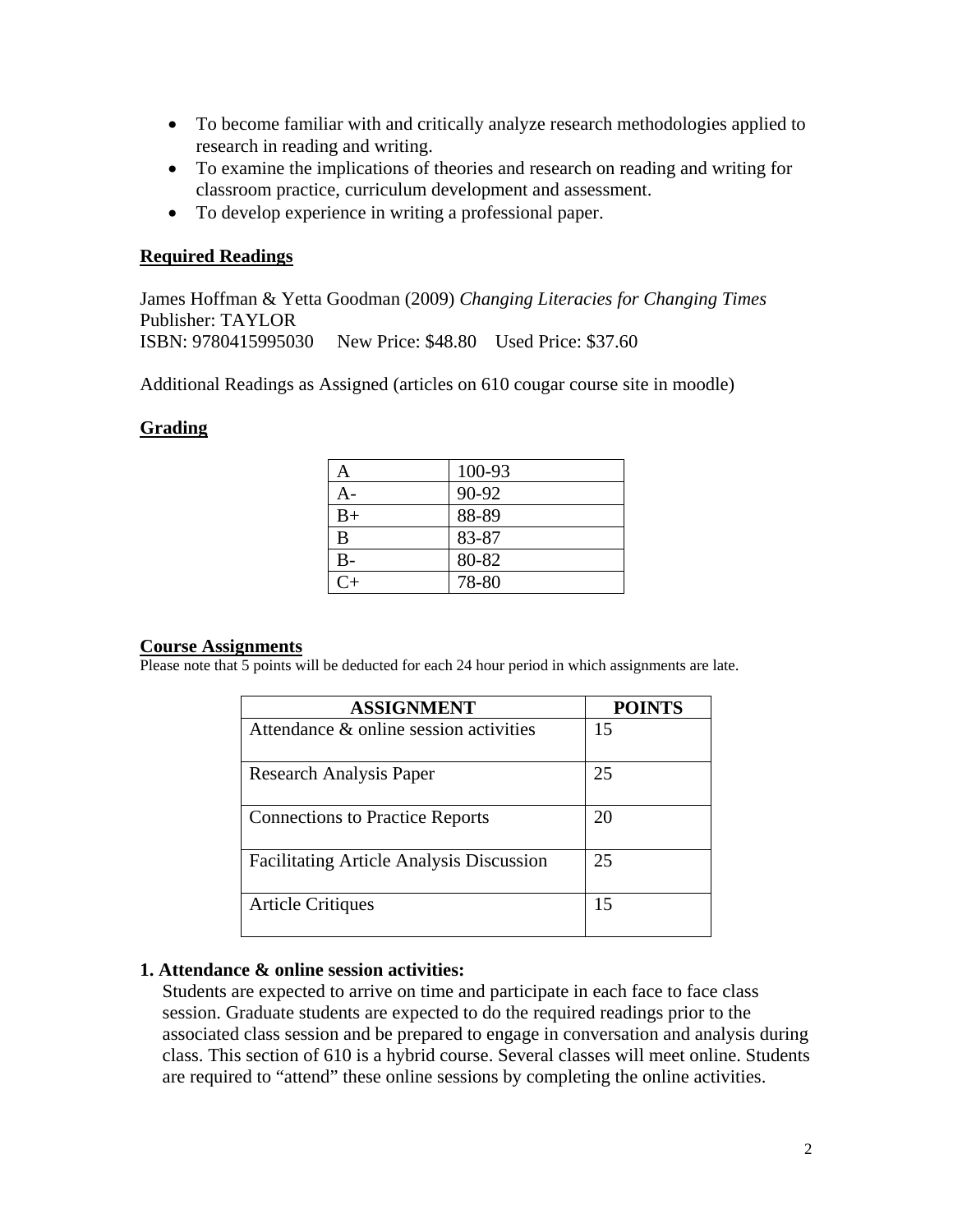- To become familiar with and critically analyze research methodologies applied to research in reading and writing.
- To examine the implications of theories and research on reading and writing for classroom practice, curriculum development and assessment.
- To develop experience in writing a professional paper.

## Required Readings

James Hoffman & Yetta Goodman (2009) *Changing Literacies for Changing Times*
Publisher: TAYLOR
ISBN: 9780415995030 New Price: $48.80 Used Price: $37.60

Additional Readings as Assigned (articles on 610 cougar course site in moodle)

## Grading

| | |
|---|---|
| A | 100-93 |
| A- | 90-92 |
| B+ | 88-89 |
| B | 83-87 |
| B- | 80-82 |
| C+ | 78-80 |

## Course Assignments

Please note that 5 points will be deducted for each 24 hour period in which assignments are late.

| ASSIGNMENT | POINTS |
|---|---|
| Attendance & online session activities | 15 |
| Research Analysis Paper | 25 |
| Connections to Practice Reports | 20 |
| Facilitating Article Analysis Discussion | 25 |
| Article Critiques | 15 |

### 1. Attendance & online session activities:

Students are expected to arrive on time and participate in each face to face class session. Graduate students are expected to do the required readings prior to the associated class session and be prepared to engage in conversation and analysis during class. This section of 610 is a hybrid course. Several classes will meet online. Students are required to "attend" these online sessions by completing the online activities.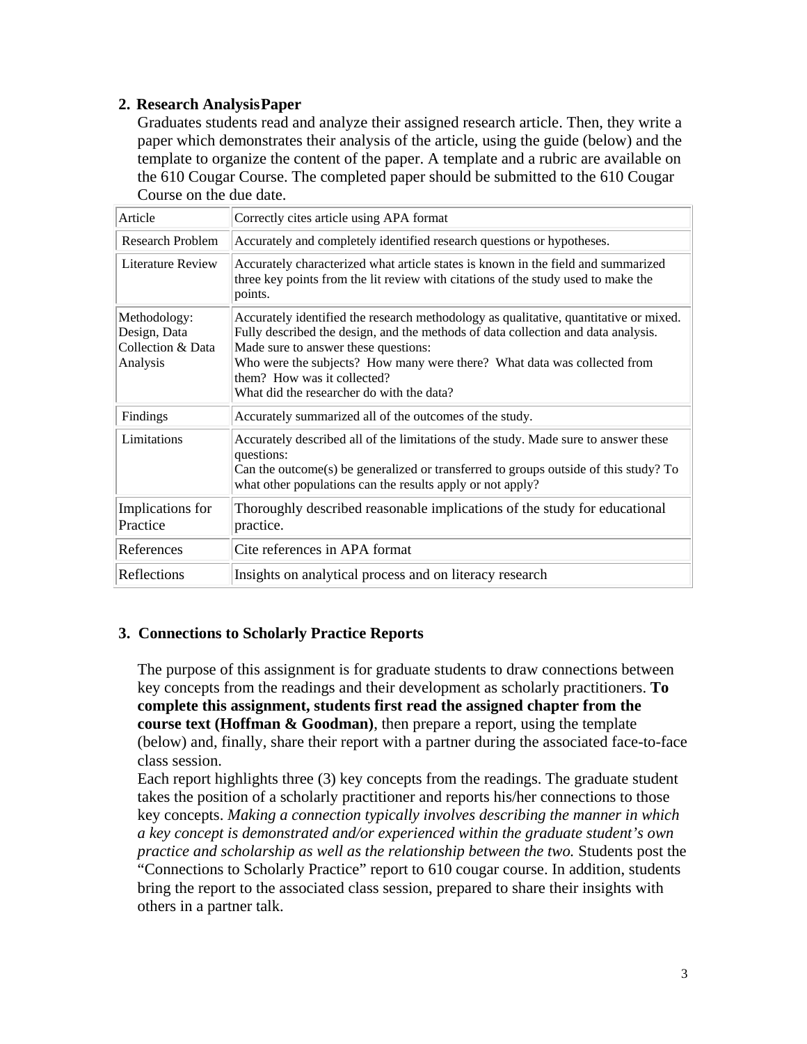**2. Research AnalysisPaper**

Graduates students read and analyze their assigned research article. Then, they write a paper which demonstrates their analysis of the article, using the guide (below) and the template to organize the content of the paper. A template and a rubric are available on the 610 Cougar Course. The completed paper should be submitted to the 610 Cougar Course on the due date.

| Article | Correctly cites article using APA format |
|---|---|
| Research Problem | Accurately and completely identified research questions or hypotheses. |
| Literature Review | Accurately characterized what article states is known in the field and summarized three key points from the lit review with citations of the study used to make the points. |
| Methodology: Design, Data Collection & Data Analysis | Accurately identified the research methodology as qualitative, quantitative or mixed. Fully described the design, and the methods of data collection and data analysis. Made sure to answer these questions: Who were the subjects? How many were there? What data was collected from them? How was it collected? What did the researcher do with the data? |
| Findings | Accurately summarized all of the outcomes of the study. |
| Limitations | Accurately described all of the limitations of the study. Made sure to answer these questions: Can the outcome(s) be generalized or transferred to groups outside of this study? To what other populations can the results apply or not apply? |
| Implications for Practice | Thoroughly described reasonable implications of the study for educational practice. |
| References | Cite references in APA format |
| Reflections | Insights on analytical process and on literacy research |

**3. Connections to Scholarly Practice Reports**

The purpose of this assignment is for graduate students to draw connections between key concepts from the readings and their development as scholarly practitioners. **To complete this assignment, students first read the assigned chapter from the course text (Hoffman & Goodman)**, then prepare a report, using the template (below) and, finally, share their report with a partner during the associated face-to-face class session.

Each report highlights three (3) key concepts from the readings. The graduate student takes the position of a scholarly practitioner and reports his/her connections to those key concepts. *Making a connection typically involves describing the manner in which a key concept is demonstrated and/or experienced within the graduate student's own practice and scholarship as well as the relationship between the two.* Students post the "Connections to Scholarly Practice" report to 610 cougar course. In addition, students bring the report to the associated class session, prepared to share their insights with others in a partner talk.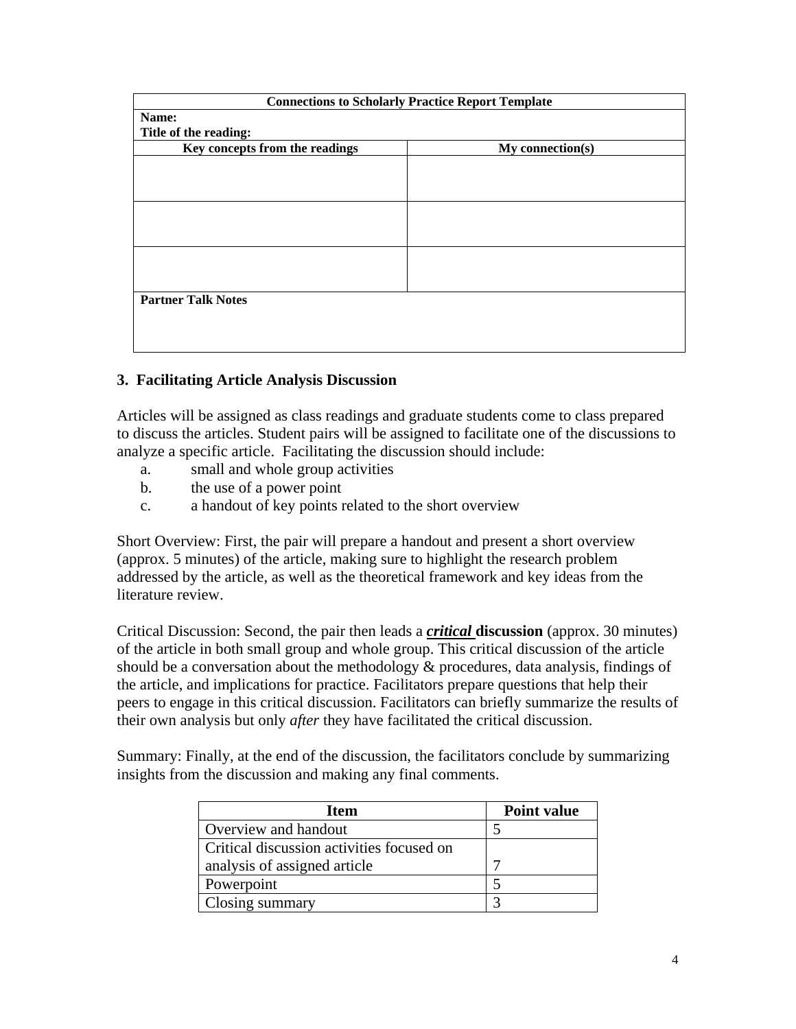| Connections to Scholarly Practice Report Template | |
|---|---|
| **Name:**<br>**Title of the reading:** | |
| **Key concepts from the readings** | **My connection(s)** |
| | |
| | |
| | |
| **Partner Talk Notes** | |

### 3. Facilitating Article Analysis Discussion

Articles will be assigned as class readings and graduate students come to class prepared to discuss the articles. Student pairs will be assigned to facilitate one of the discussions to analyze a specific article. Facilitating the discussion should include:

a. small and whole group activities
b. the use of a power point
c. a handout of key points related to the short overview

Short Overview: First, the pair will prepare a handout and present a short overview (approx. 5 minutes) of the article, making sure to highlight the research problem addressed by the article, as well as the theoretical framework and key ideas from the literature review.

Critical Discussion: Second, the pair then leads a ***critical*** **discussion** (approx. 30 minutes) of the article in both small group and whole group. This critical discussion of the article should be a conversation about the methodology & procedures, data analysis, findings of the article, and implications for practice. Facilitators prepare questions that help their peers to engage in this critical discussion. Facilitators can briefly summarize the results of their own analysis but only *after* they have facilitated the critical discussion.

Summary: Finally, at the end of the discussion, the facilitators conclude by summarizing insights from the discussion and making any final comments.

| Item | Point value |
|---|---|
| Overview and handout | 5 |
| Critical discussion activities focused on analysis of assigned article | 7 |
| Powerpoint | 5 |
| Closing summary | 3 |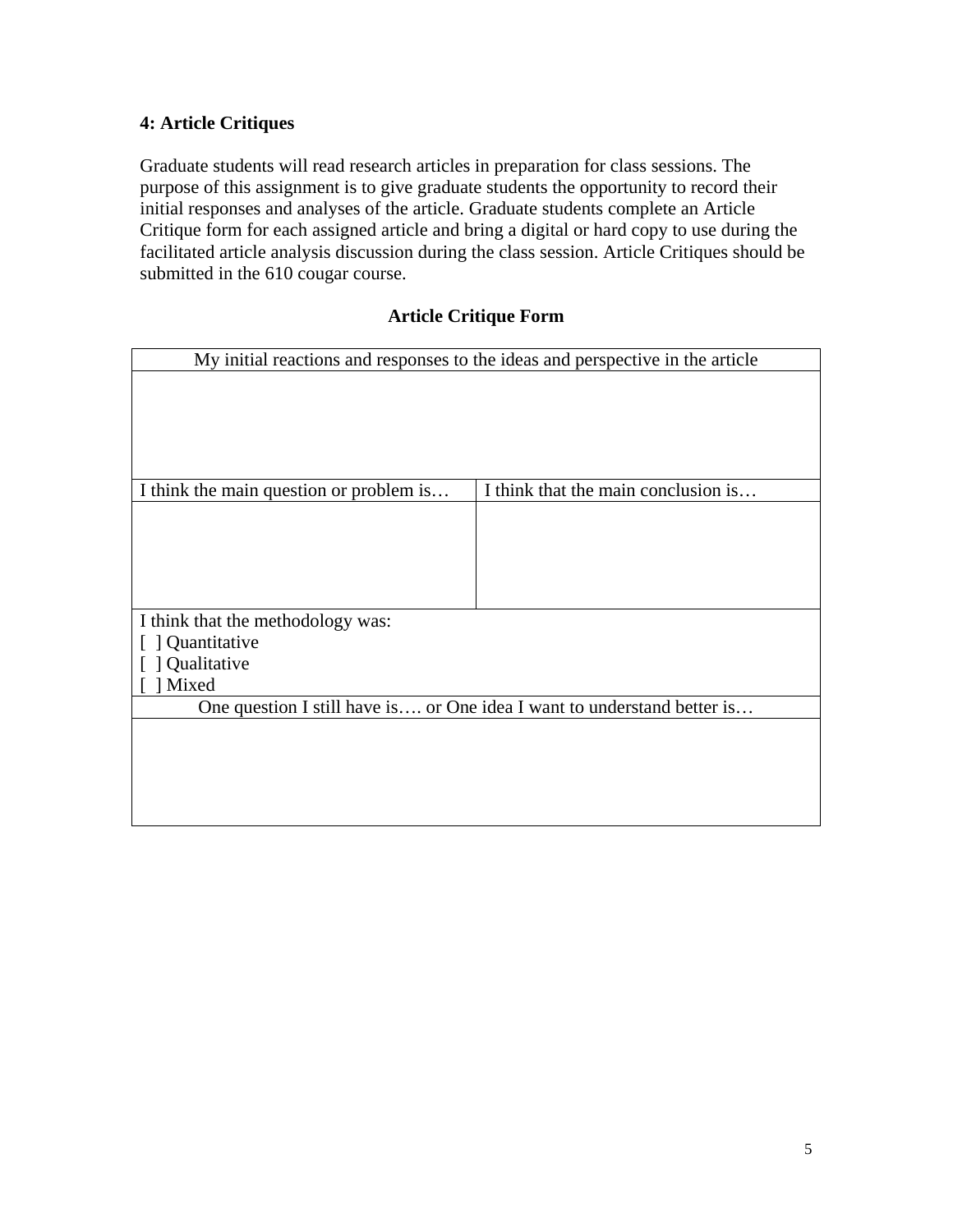**4: Article Critiques**

Graduate students will read research articles in preparation for class sessions. The purpose of this assignment is to give graduate students the opportunity to record their initial responses and analyses of the article. Graduate students complete an Article Critique form for each assigned article and bring a digital or hard copy to use during the facilitated article analysis discussion during the class session. Article Critiques should be submitted in the 610 cougar course.

**Article Critique Form**

| My initial reactions and responses to the ideas and perspective in the article | |
|---|---|
| | |
| I think the main question or problem is… | I think that the main conclusion is… |
| | |
| I think that the methodology was:<br>[ ] Quantitative<br>[ ] Qualitative<br>[ ] Mixed | |
| One question I still have is…. or One idea I want to understand better is… | |
| | |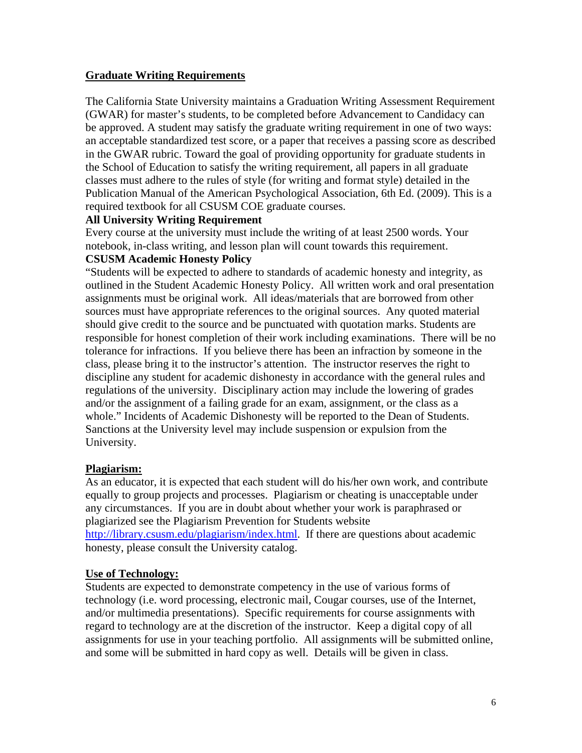## Graduate Writing Requirements

The California State University maintains a Graduation Writing Assessment Requirement (GWAR) for master's students, to be completed before Advancement to Candidacy can be approved. A student may satisfy the graduate writing requirement in one of two ways: an acceptable standardized test score, or a paper that receives a passing score as described in the GWAR rubric. Toward the goal of providing opportunity for graduate students in the School of Education to satisfy the writing requirement, all papers in all graduate classes must adhere to the rules of style (for writing and format style) detailed in the Publication Manual of the American Psychological Association, 6th Ed. (2009). This is a required textbook for all CSUSM COE graduate courses.

**All University Writing Requirement**

Every course at the university must include the writing of at least 2500 words. Your notebook, in-class writing, and lesson plan will count towards this requirement.

**CSUSM Academic Honesty Policy**

"Students will be expected to adhere to standards of academic honesty and integrity, as outlined in the Student Academic Honesty Policy. All written work and oral presentation assignments must be original work. All ideas/materials that are borrowed from other sources must have appropriate references to the original sources. Any quoted material should give credit to the source and be punctuated with quotation marks. Students are responsible for honest completion of their work including examinations. There will be no tolerance for infractions. If you believe there has been an infraction by someone in the class, please bring it to the instructor's attention. The instructor reserves the right to discipline any student for academic dishonesty in accordance with the general rules and regulations of the university. Disciplinary action may include the lowering of grades and/or the assignment of a failing grade for an exam, assignment, or the class as a whole." Incidents of Academic Dishonesty will be reported to the Dean of Students. Sanctions at the University level may include suspension or expulsion from the University.

## Plagiarism:

As an educator, it is expected that each student will do his/her own work, and contribute equally to group projects and processes. Plagiarism or cheating is unacceptable under any circumstances. If you are in doubt about whether your work is paraphrased or plagiarized see the Plagiarism Prevention for Students website http://library.csusm.edu/plagiarism/index.html. If there are questions about academic honesty, please consult the University catalog.

## Use of Technology:

Students are expected to demonstrate competency in the use of various forms of technology (i.e. word processing, electronic mail, Cougar courses, use of the Internet, and/or multimedia presentations). Specific requirements for course assignments with regard to technology are at the discretion of the instructor. Keep a digital copy of all assignments for use in your teaching portfolio. All assignments will be submitted online, and some will be submitted in hard copy as well. Details will be given in class.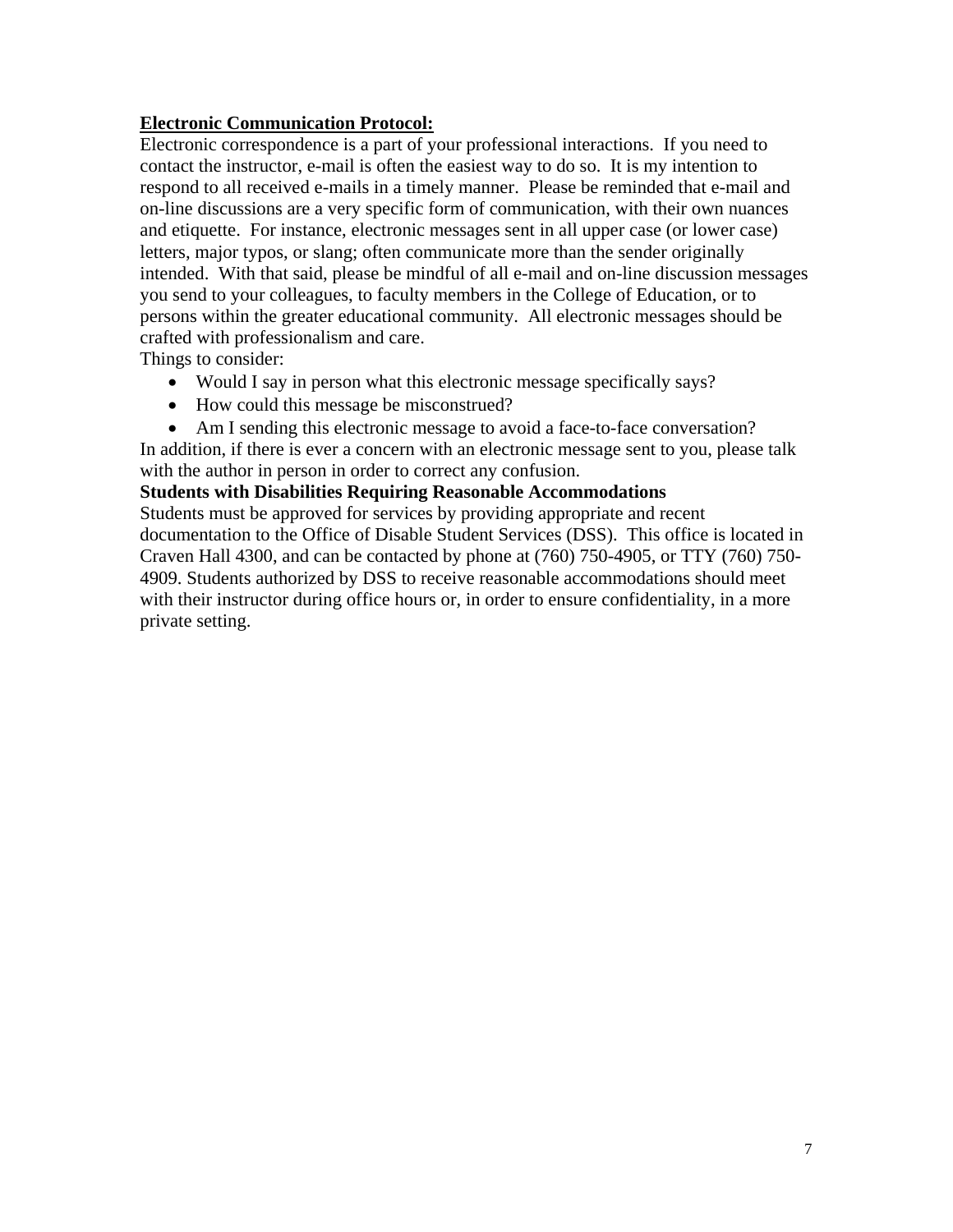**<u>Electronic Communication Protocol:</u>**

Electronic correspondence is a part of your professional interactions. If you need to contact the instructor, e-mail is often the easiest way to do so. It is my intention to respond to all received e-mails in a timely manner. Please be reminded that e-mail and on-line discussions are a very specific form of communication, with their own nuances and etiquette. For instance, electronic messages sent in all upper case (or lower case) letters, major typos, or slang; often communicate more than the sender originally intended. With that said, please be mindful of all e-mail and on-line discussion messages you send to your colleagues, to faculty members in the College of Education, or to persons within the greater educational community. All electronic messages should be crafted with professionalism and care.

Things to consider:

- Would I say in person what this electronic message specifically says?
- How could this message be misconstrued?
- Am I sending this electronic message to avoid a face-to-face conversation?

In addition, if there is ever a concern with an electronic message sent to you, please talk with the author in person in order to correct any confusion.

**Students with Disabilities Requiring Reasonable Accommodations**

Students must be approved for services by providing appropriate and recent documentation to the Office of Disable Student Services (DSS). This office is located in Craven Hall 4300, and can be contacted by phone at (760) 750-4905, or TTY (760) 750-4909. Students authorized by DSS to receive reasonable accommodations should meet with their instructor during office hours or, in order to ensure confidentiality, in a more private setting.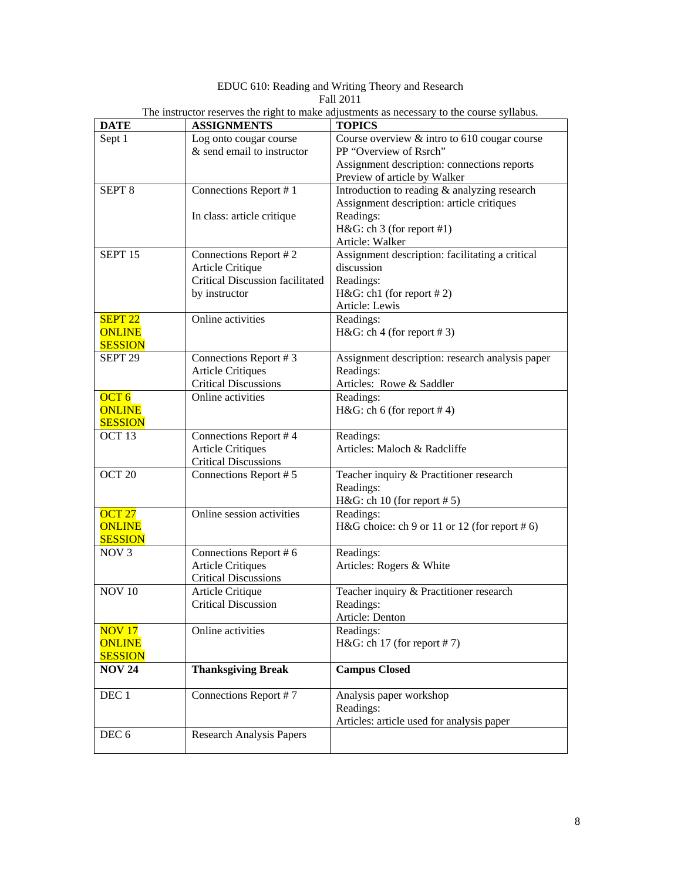EDUC 610: Reading and Writing Theory and Research
Fall 2011
The instructor reserves the right to make adjustments as necessary to the course syllabus.

| DATE | ASSIGNMENTS | TOPICS |
|---|---|---|
| Sept 1 | Log onto cougar course & send email to instructor | Course overview & intro to 610 cougar course<br>PP "Overview of Rsrch"<br>Assignment description: connections reports<br>Preview of article by Walker |
| SEPT 8 | Connections Report # 1<br><br>In class: article critique | Introduction to reading & analyzing research<br>Assignment description: article critiques<br>Readings:<br>H&G: ch 3 (for report #1)<br>Article: Walker |
| SEPT 15 | Connections Report # 2<br>Article Critique<br>Critical Discussion facilitated by instructor | Assignment description: facilitating a critical discussion<br>Readings:<br>H&G: ch1 (for report # 2)<br>Article: Lewis |
| SEPT 22 ONLINE SESSION | Online activities | Readings:<br>H&G: ch 4 (for report # 3) |
| SEPT 29 | Connections Report # 3<br>Article Critiques<br>Critical Discussions | Assignment description: research analysis paper<br>Readings:<br>Articles: Rowe & Saddler |
| OCT 6 ONLINE SESSION | Online activities | Readings:<br>H&G: ch 6 (for report # 4) |
| OCT 13 | Connections Report # 4<br>Article Critiques<br>Critical Discussions | Readings:<br>Articles: Maloch & Radcliffe |
| OCT 20 | Connections Report # 5 | Teacher inquiry & Practitioner research<br>Readings:<br>H&G: ch 10 (for report # 5) |
| OCT 27 ONLINE SESSION | Online session activities | Readings:<br>H&G choice: ch 9 or 11 or 12 (for report # 6) |
| NOV 3 | Connections Report # 6<br>Article Critiques<br>Critical Discussions | Readings:<br>Articles: Rogers & White |
| NOV 10 | Article Critique<br>Critical Discussion | Teacher inquiry & Practitioner research<br>Readings:<br>Article: Denton |
| NOV 17 ONLINE SESSION | Online activities | Readings:<br>H&G: ch 17 (for report # 7) |
| **NOV 24** | **Thanksgiving Break** | **Campus Closed** |
| DEC 1 | Connections Report # 7 | Analysis paper workshop<br>Readings:<br>Articles: article used for analysis paper |
| DEC 6 | Research Analysis Papers | |